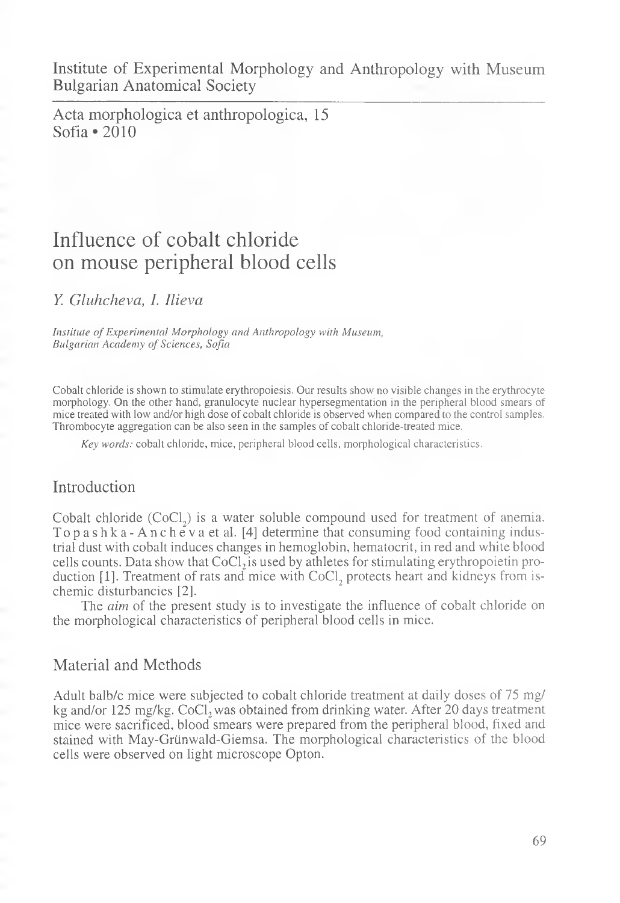Institute of Experimental Morphology and Anthropology with Museum
Bulgarian Anatomical Society

Acta morphologica et anthropologica, 15
Sofia • 2010

# Influence of cobalt chloride on mouse peripheral blood cells

*Y. Gluhcheva, I. Ilieva*

*Institute of Experimental Morphology and Anthropology with Museum, Bulgarian Academy of Sciences, Sofia*

Cobalt chloride is shown to stimulate erythropoiesis. Our results show no visible changes in the erythrocyte morphology. On the other hand, granulocyte nuclear hypersegmentation in the peripheral blood smears of mice treated with low and/or high dose of cobalt chloride is observed when compared to the control samples. Thrombocyte aggregation can be also seen in the samples of cobalt chloride-treated mice.

*Key words:* cobalt chloride, mice, peripheral blood cells, morphological characteristics.

## Introduction

Cobalt chloride ($CoCl_2$) is a water soluble compound used for treatment of anemia. Topashka-Ancheva et al. [4] determine that consuming food containing industrial dust with cobalt induces changes in hemoglobin, hematocrit, in red and white blood cells counts. Data show that $CoCl_2$ is used by athletes for stimulating erythropoietin production [1]. Treatment of rats and mice with $CoCl_2$ protects heart and kidneys from ischemic disturbancies [2].

The *aim* of the present study is to investigate the influence of cobalt chloride on the morphological characteristics of peripheral blood cells in mice.

## Material and Methods

Adult balb/c mice were subjected to cobalt chloride treatment at daily doses of 75 mg/kg and/or 125 mg/kg. $CoCl_2$ was obtained from drinking water. After 20 days treatment mice were sacrificed, blood smears were prepared from the peripheral blood, fixed and stained with May-Grünwald-Giemsa. The morphological characteristics of the blood cells were observed on light microscope Opton.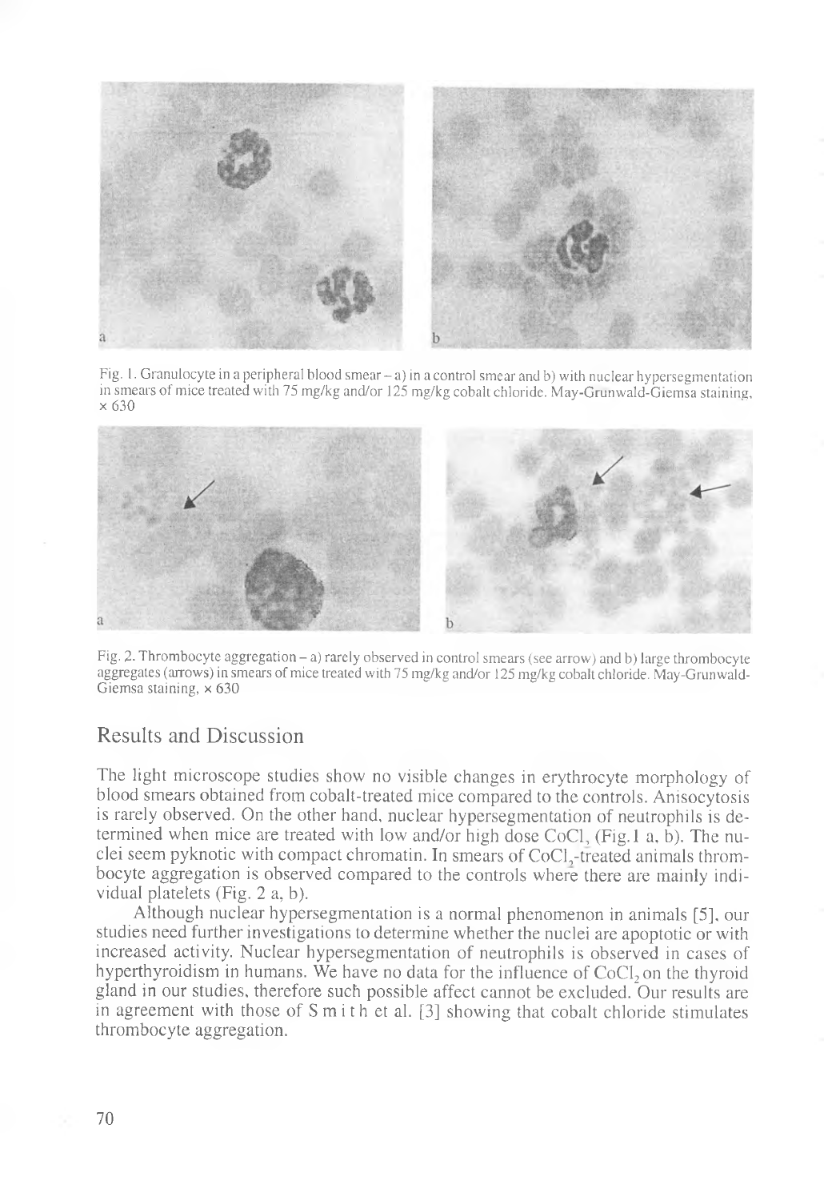Fig. 1. Granulocyte in a peripheral blood smear – a) in a control smear and b) with nuclear hypersegmentation in smears of mice treated with 75 mg/kg and/or 125 mg/kg cobalt chloride. May-Grunwald-Giemsa staining, × 630

Fig. 2. Thrombocyte aggregation – a) rarely observed in control smears (see arrow) and b) large thrombocyte aggregates (arrows) in smears of mice treated with 75 mg/kg and/or 125 mg/kg cobalt chloride. May-Grunwald-Giemsa staining, × 630

## Results and Discussion

The light microscope studies show no visible changes in erythrocyte morphology of blood smears obtained from cobalt-treated mice compared to the controls. Anisocytosis is rarely observed. On the other hand, nuclear hypersegmentation of neutrophils is determined when mice are treated with low and/or high dose $CoCl_2$ (Fig.1 a, b). The nuclei seem pyknotic with compact chromatin. In smears of $CoCl_2$-treated animals thrombocyte aggregation is observed compared to the controls where there are mainly individual platelets (Fig. 2 a, b).

Although nuclear hypersegmentation is a normal phenomenon in animals [5], our studies need further investigations to determine whether the nuclei are apoptotic or with increased activity. Nuclear hypersegmentation of neutrophils is observed in cases of hyperthyroidism in humans. We have no data for the influence of $CoCl_2$ on the thyroid gland in our studies, therefore such possible affect cannot be excluded. Our results are in agreement with those of Smith et al. [3] showing that cobalt chloride stimulates thrombocyte aggregation.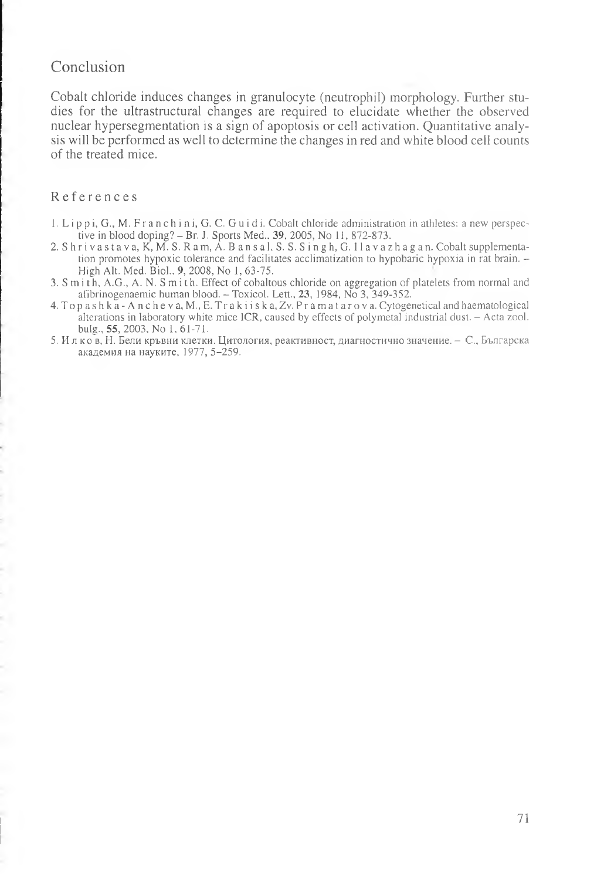## Conclusion

Cobalt chloride induces changes in granulocyte (neutrophil) morphology. Further studies for the ultrastructural changes are required to elucidate whether the observed nuclear hypersegmentation is a sign of apoptosis or cell activation. Quantitative analysis will be performed as well to determine the changes in red and white blood cell counts of the treated mice.

## References

1. Lippi, G., M. Franchini, G. C. Guidi. Cobalt chloride administration in athletes: a new perspective in blood doping? – Br. J. Sports Med., **39**, 2005, No 11, 872-873.
2. Shrivastava, K, M. S. Ram, A. Bansal, S. S. Singh, G. Ilavazhagan. Cobalt supplementation promotes hypoxic tolerance and facilitates acclimatization to hypobaric hypoxia in rat brain. – High Alt. Med. Biol., **9**, 2008, No 1, 63-75.
3. Smith, A.G., A. N. Smith. Effect of cobaltous chloride on aggregation of platelets from normal and afibrinogenaemic human blood. – Toxicol. Lett., **23**, 1984, No 3, 349-352.
4. Topashka-Ancheva, M., E. Trakiiska, Zv. Pramatarova. Cytogenetical and haematological alterations in laboratory white mice ICR, caused by effects of polymetal industrial dust. – Acta zool. bulg., **55**, 2003, No 1, 61-71.
5. Илков, Н. Бели кръвни клетки. Цитология, реактивност, диагностично значение. – С., Българска академия на науките, 1977, 5–259.